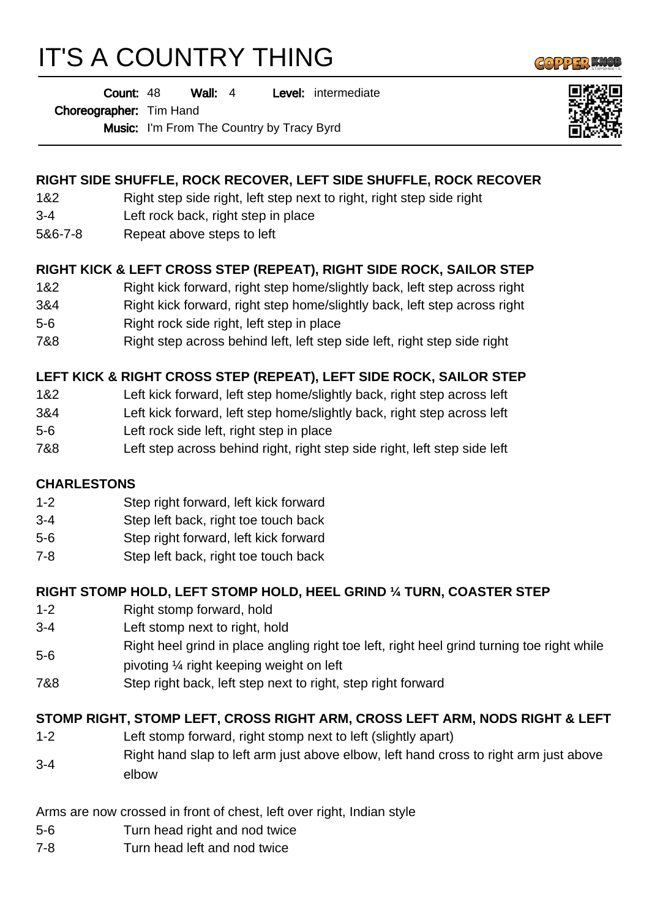# IT'S A COUNTRY THING

**Count:** 48 **Wall:** 4 **Level:** intermediate
**Choreographer:** Tim Hand
**Music:** I'm From The Country by Tracy Byrd

---

### RIGHT SIDE SHUFFLE, ROCK RECOVER, LEFT SIDE SHUFFLE, ROCK RECOVER

| | |
|---|---|
| 1&2 | Right step side right, left step next to right, right step side right |
| 3-4 | Left rock back, right step in place |
| 5&6-7-8 | Repeat above steps to left |

### RIGHT KICK & LEFT CROSS STEP (REPEAT), RIGHT SIDE ROCK, SAILOR STEP

| | |
|---|---|
| 1&2 | Right kick forward, right step home/slightly back, left step across right |
| 3&4 | Right kick forward, right step home/slightly back, left step across right |
| 5-6 | Right rock side right, left step in place |
| 7&8 | Right step across behind left, left step side left, right step side right |

### LEFT KICK & RIGHT CROSS STEP (REPEAT), LEFT SIDE ROCK, SAILOR STEP

| | |
|---|---|
| 1&2 | Left kick forward, left step home/slightly back, right step across left |
| 3&4 | Left kick forward, left step home/slightly back, right step across left |
| 5-6 | Left rock side left, right step in place |
| 7&8 | Left step across behind right, right step side right, left step side left |

### CHARLESTONS

| | |
|---|---|
| 1-2 | Step right forward, left kick forward |
| 3-4 | Step left back, right toe touch back |
| 5-6 | Step right forward, left kick forward |
| 7-8 | Step left back, right toe touch back |

### RIGHT STOMP HOLD, LEFT STOMP HOLD, HEEL GRIND ¼ TURN, COASTER STEP

| | |
|---|---|
| 1-2 | Right stomp forward, hold |
| 3-4 | Left stomp next to right, hold |
| 5-6 | Right heel grind in place angling right toe left, right heel grind turning toe right while pivoting ¼ right keeping weight on left |
| 7&8 | Step right back, left step next to right, step right forward |

### STOMP RIGHT, STOMP LEFT, CROSS RIGHT ARM, CROSS LEFT ARM, NODS RIGHT & LEFT

| | |
|---|---|
| 1-2 | Left stomp forward, right stomp next to left (slightly apart) |
| 3-4 | Right hand slap to left arm just above elbow, left hand cross to right arm just above elbow |

Arms are now crossed in front of chest, left over right, Indian style

| | |
|---|---|
| 5-6 | Turn head right and nod twice |
| 7-8 | Turn head left and nod twice |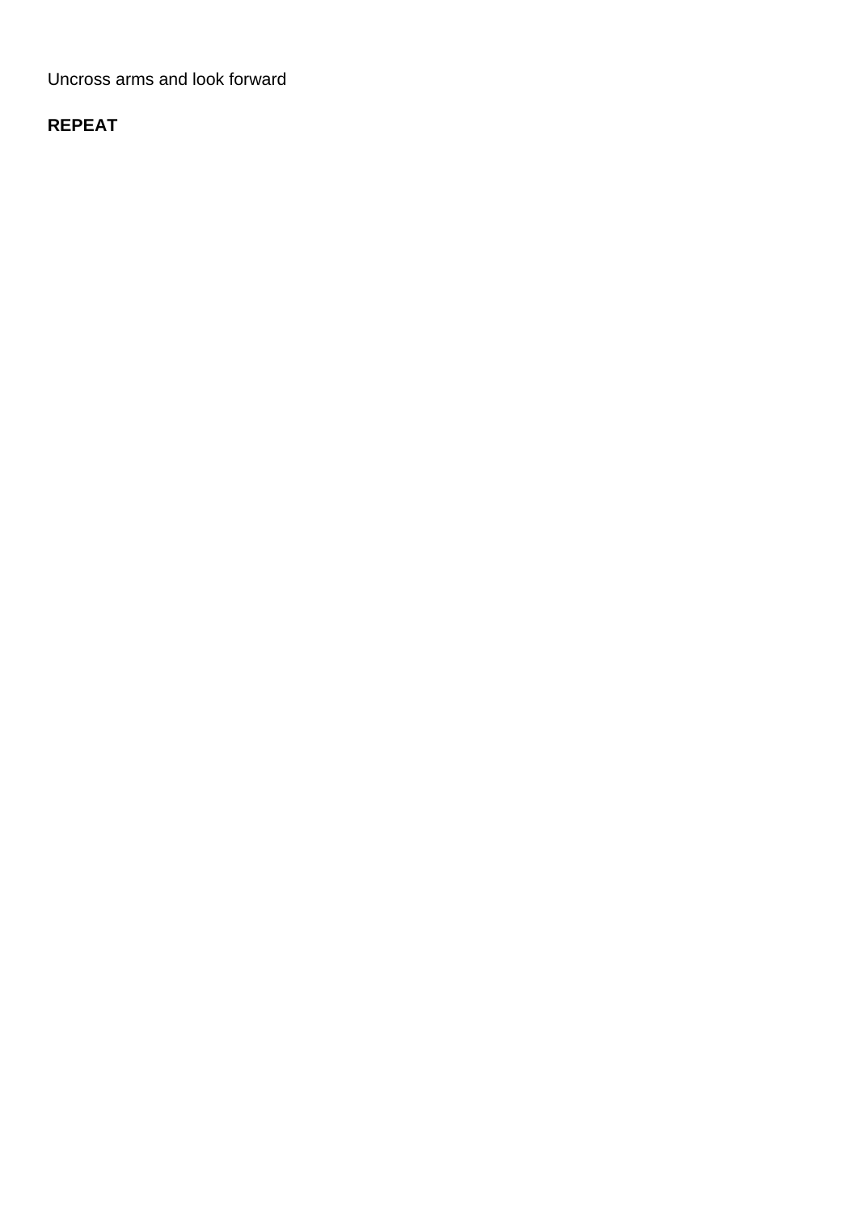Uncross arms and look forward

**REPEAT**